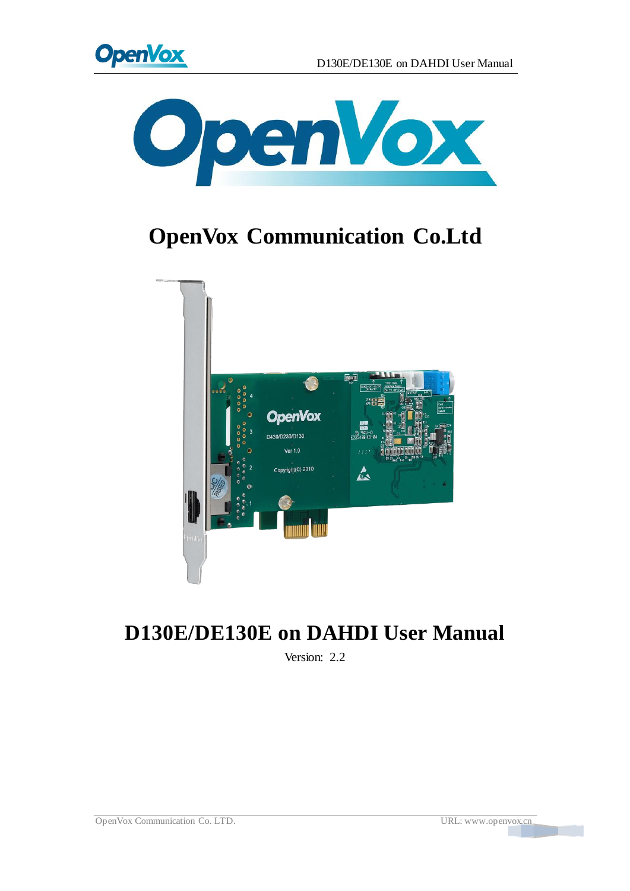# OpenVox Communication Co.Ltd

# D130E/DE130E on DAHDI User Manual

Version: 2.2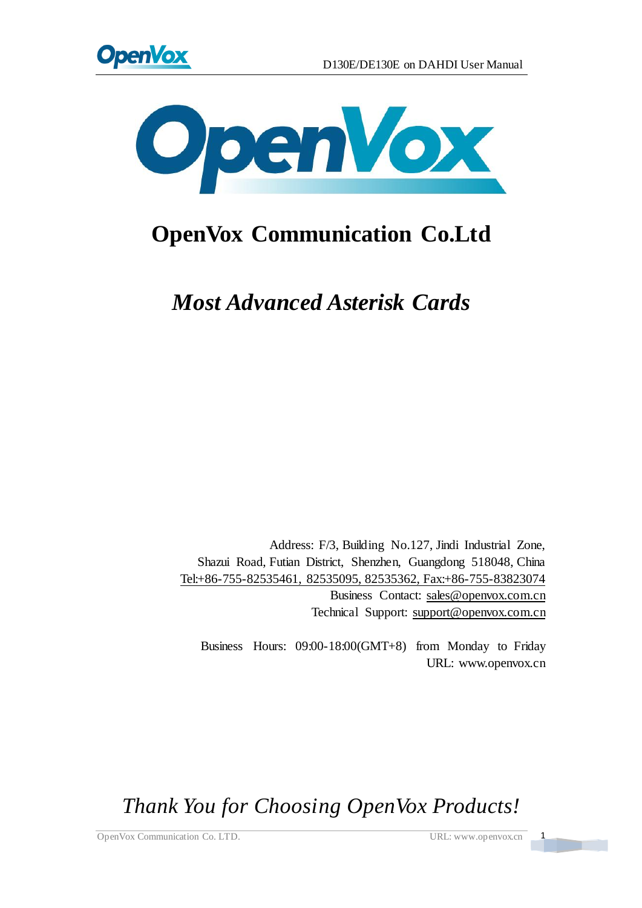# OpenVox Communication Co.Ltd

## *Most Advanced Asterisk Cards*

Address: F/3, Building No.127, Jindi Industrial Zone,
Shazui Road, Futian District, Shenzhen, Guangdong 518048, China
Tel:+86-755-82535461, 82535095, 82535362, Fax:+86-755-83823074
Business Contact: sales@openvox.com.cn
Technical Support: support@openvox.com.cn

Business Hours: 09:00-18:00(GMT+8) from Monday to Friday
URL: www.openvox.cn

*Thank You for Choosing OpenVox Products!*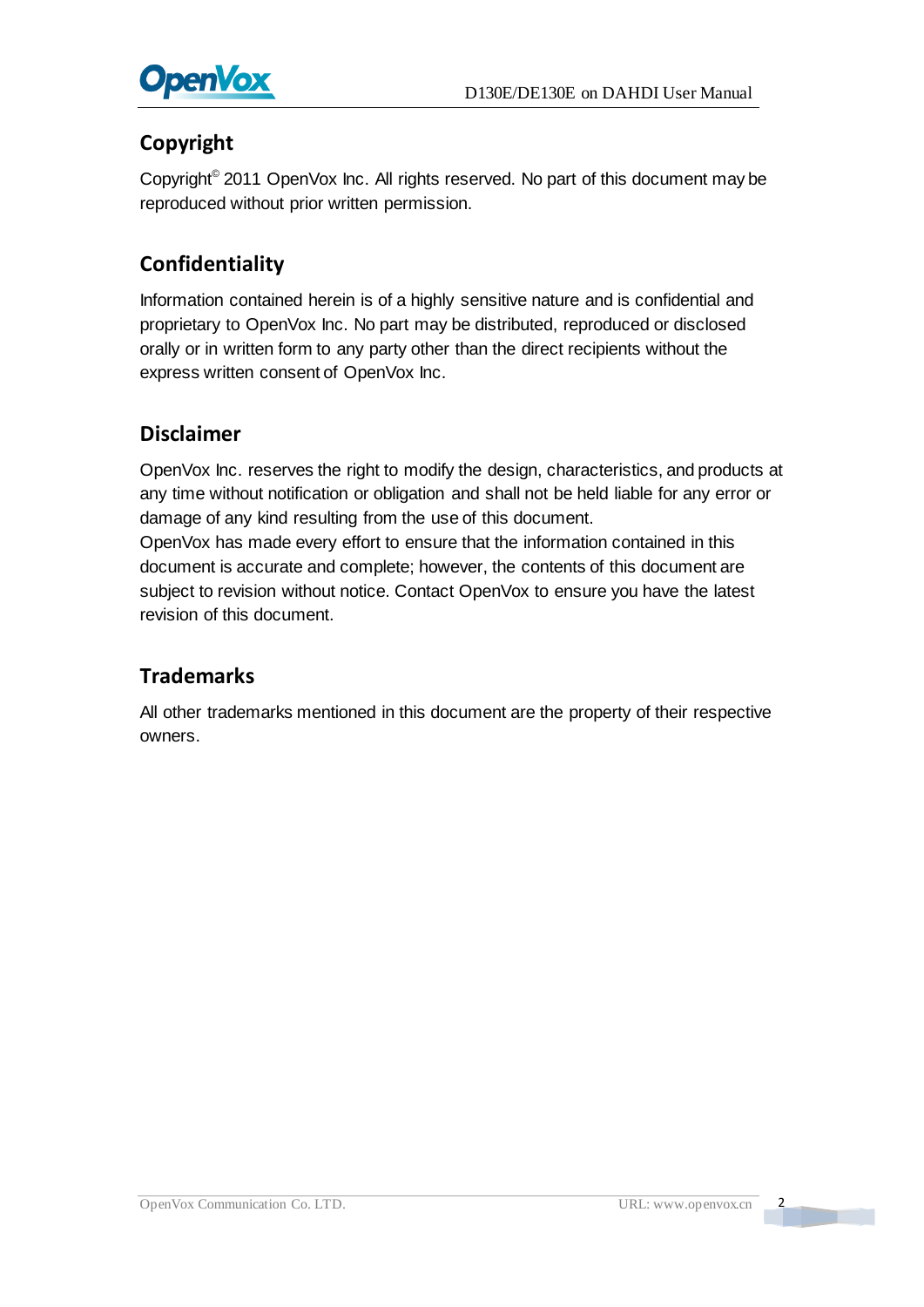## Copyright

Copyright© 2011 OpenVox Inc. All rights reserved. No part of this document may be reproduced without prior written permission.

## Confidentiality

Information contained herein is of a highly sensitive nature and is confidential and proprietary to OpenVox Inc. No part may be distributed, reproduced or disclosed orally or in written form to any party other than the direct recipients without the express written consent of OpenVox Inc.

## Disclaimer

OpenVox Inc. reserves the right to modify the design, characteristics, and products at any time without notification or obligation and shall not be held liable for any error or damage of any kind resulting from the use of this document.
OpenVox has made every effort to ensure that the information contained in this document is accurate and complete; however, the contents of this document are subject to revision without notice. Contact OpenVox to ensure you have the latest revision of this document.

## Trademarks

All other trademarks mentioned in this document are the property of their respective owners.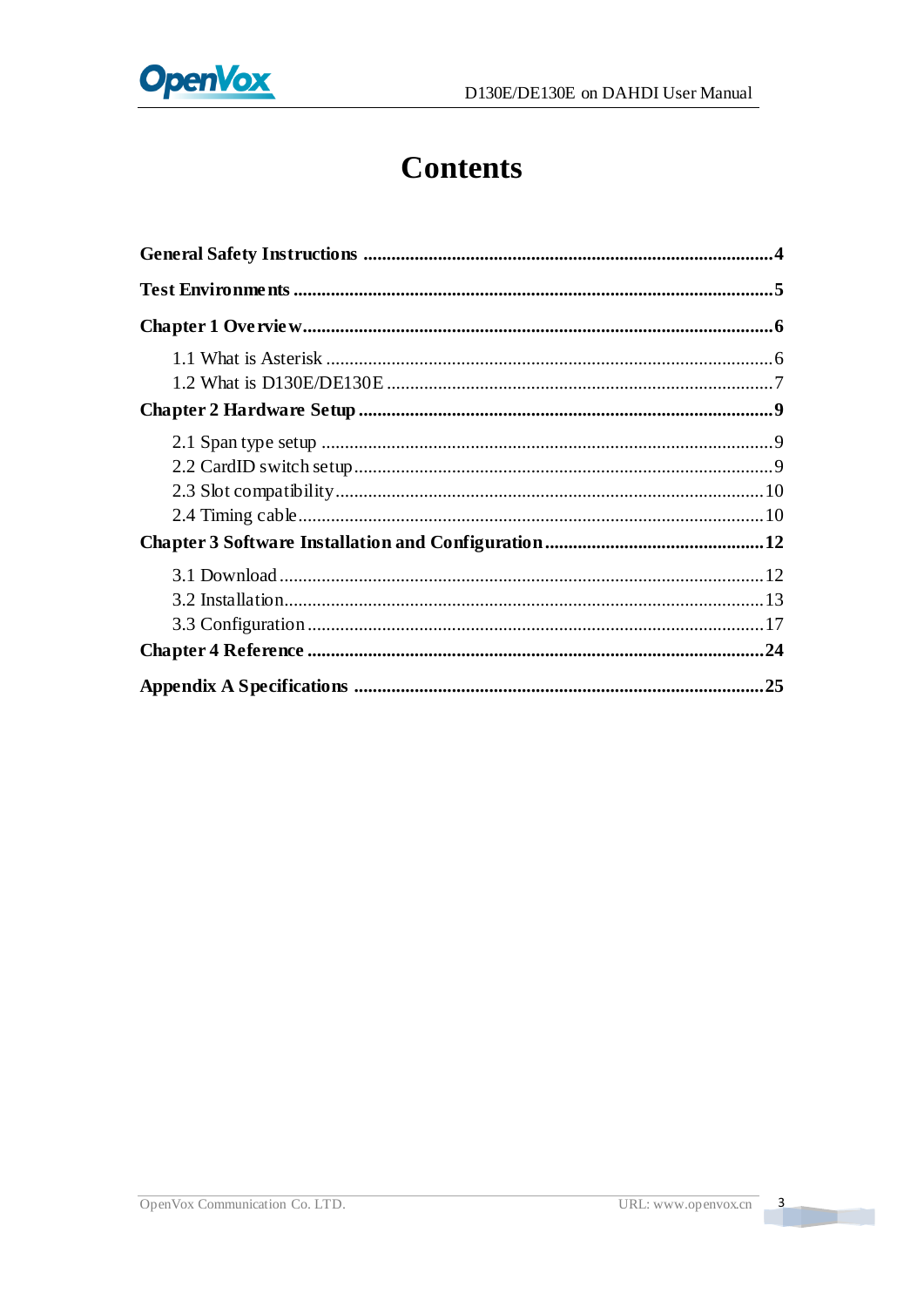# Contents

**General Safety Instructions** ........................................................................................**4**

**Test Environments** ........................................................................................................**5**

**Chapter 1 Overview**.......................................................................................................**6**

1.1 What is Asterisk ..........................................................................................................6
1.2 What is D130E/DE130E ...........................................................................................7

**Chapter 2 Hardware Setup** ............................................................................................**9**

2.1 Span type setup ...........................................................................................................9
2.2 CardID switch setup....................................................................................................9
2.3 Slot compatibility.......................................................................................................10
2.4 Timing cable...............................................................................................................10

**Chapter 3 Software Installation and Configuration**...............................................**12**

3.1 Download ..................................................................................................................12
3.2 Installation.................................................................................................................13
3.3 Configuration ............................................................................................................17

**Chapter 4 Reference** .....................................................................................................**24**

**Appendix A Specifications** ........................................................................................**25**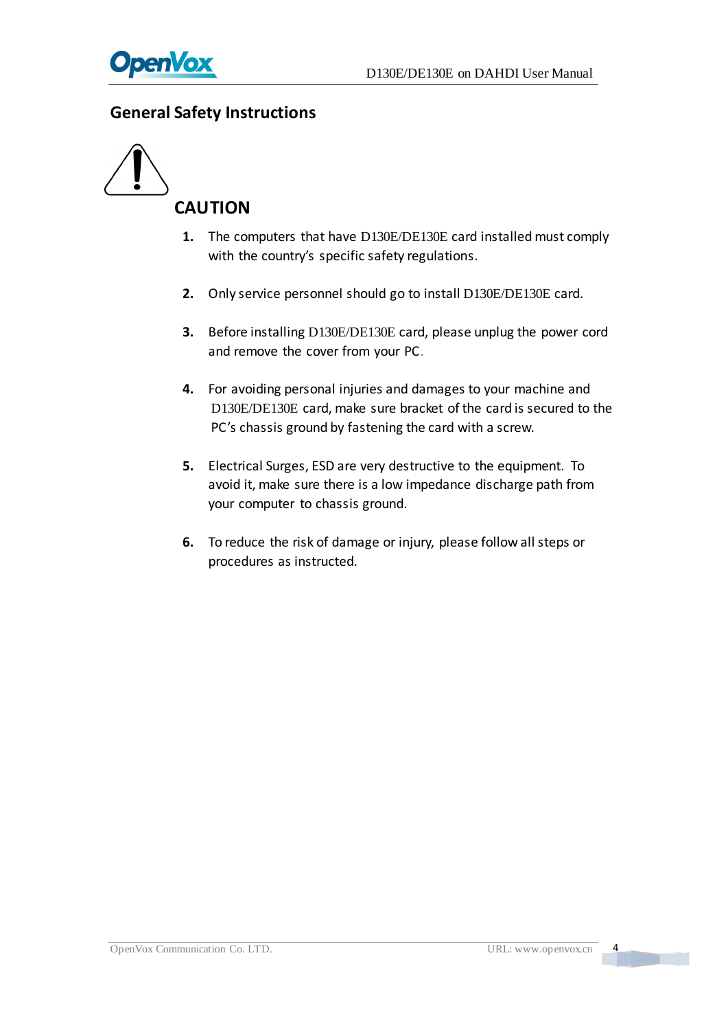## General Safety Instructions

### CAUTION

1. The computers that have D130E/DE130E card installed must comply with the country's specific safety regulations.

2. Only service personnel should go to install D130E/DE130E card.

3. Before installing D130E/DE130E card, please unplug the power cord and remove the cover from your PC.

4. For avoiding personal injuries and damages to your machine and D130E/DE130E card, make sure bracket of the card is secured to the PC's chassis ground by fastening the card with a screw.

5. Electrical Surges, ESD are very destructive to the equipment. To avoid it, make sure there is a low impedance discharge path from your computer to chassis ground.

6. To reduce the risk of damage or injury, please follow all steps or procedures as instructed.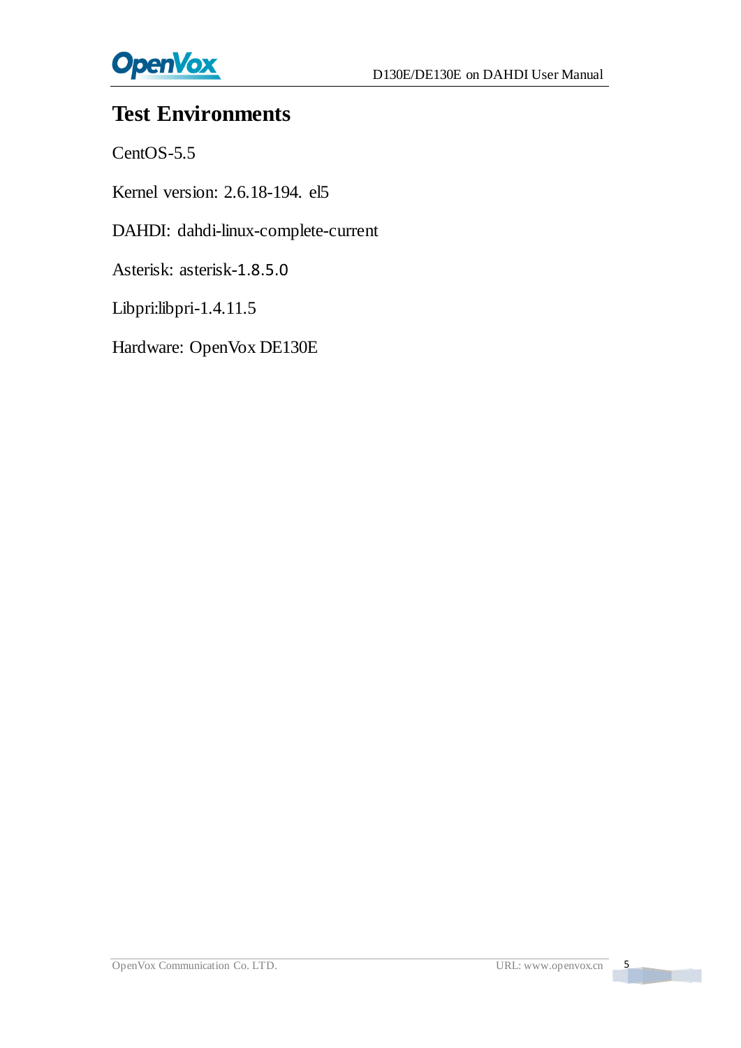# Test Environments

CentOS-5.5

Kernel version: 2.6.18-194. el5

DAHDI: dahdi-linux-complete-current

Asterisk: asterisk-1.8.5.0

Libpri:libpri-1.4.11.5

Hardware: OpenVox DE130E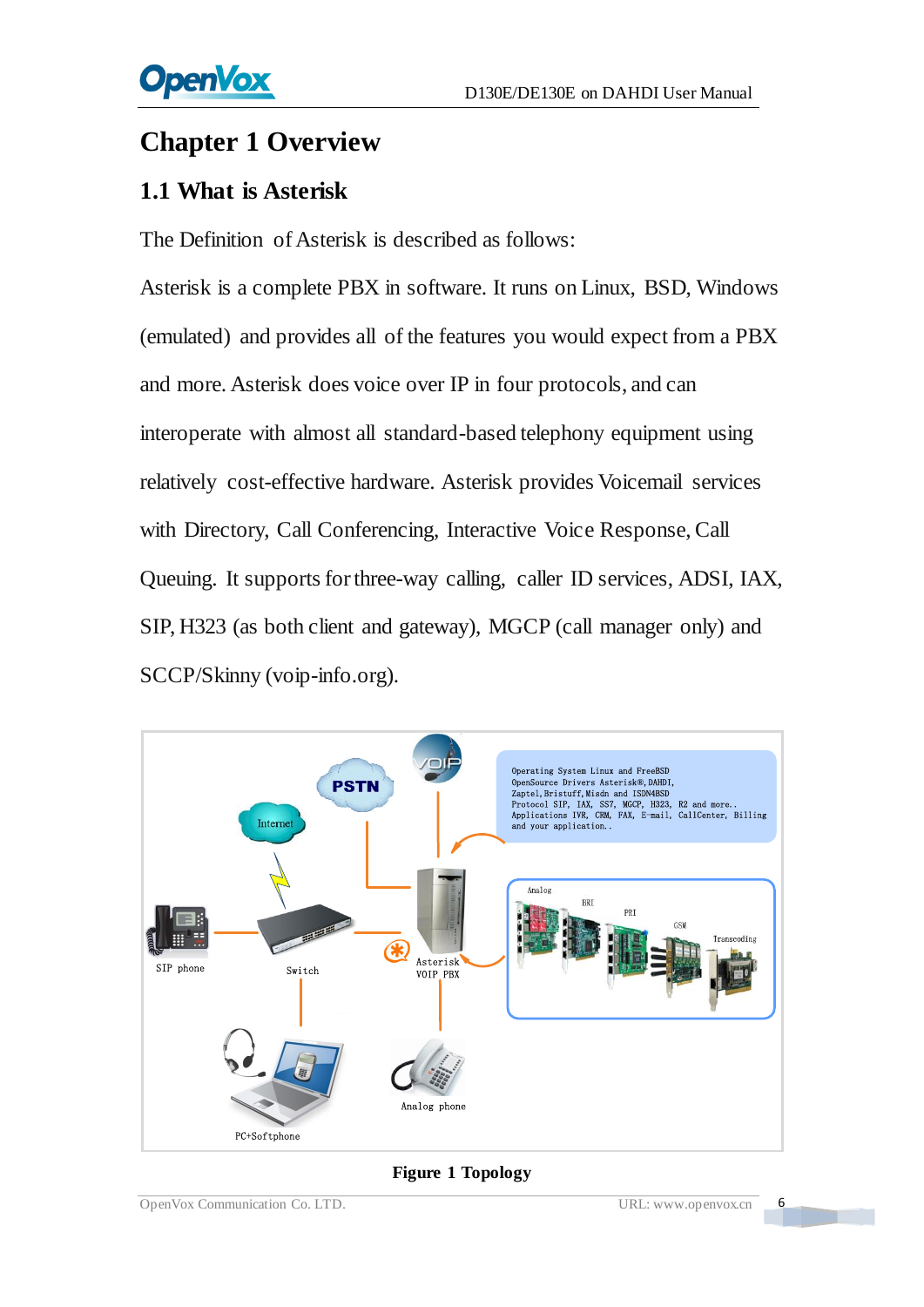# Chapter 1 Overview

## 1.1 What is Asterisk

The Definition of Asterisk is described as follows:

Asterisk is a complete PBX in software. It runs on Linux, BSD, Windows (emulated) and provides all of the features you would expect from a PBX and more. Asterisk does voice over IP in four protocols, and can interoperate with almost all standard-based telephony equipment using relatively cost-effective hardware. Asterisk provides Voicemail services with Directory, Call Conferencing, Interactive Voice Response, Call Queuing. It supports for three-way calling, caller ID services, ADSI, IAX, SIP, H323 (as both client and gateway), MGCP (call manager only) and SCCP/Skinny (voip-info.org).

**Figure 1 Topology**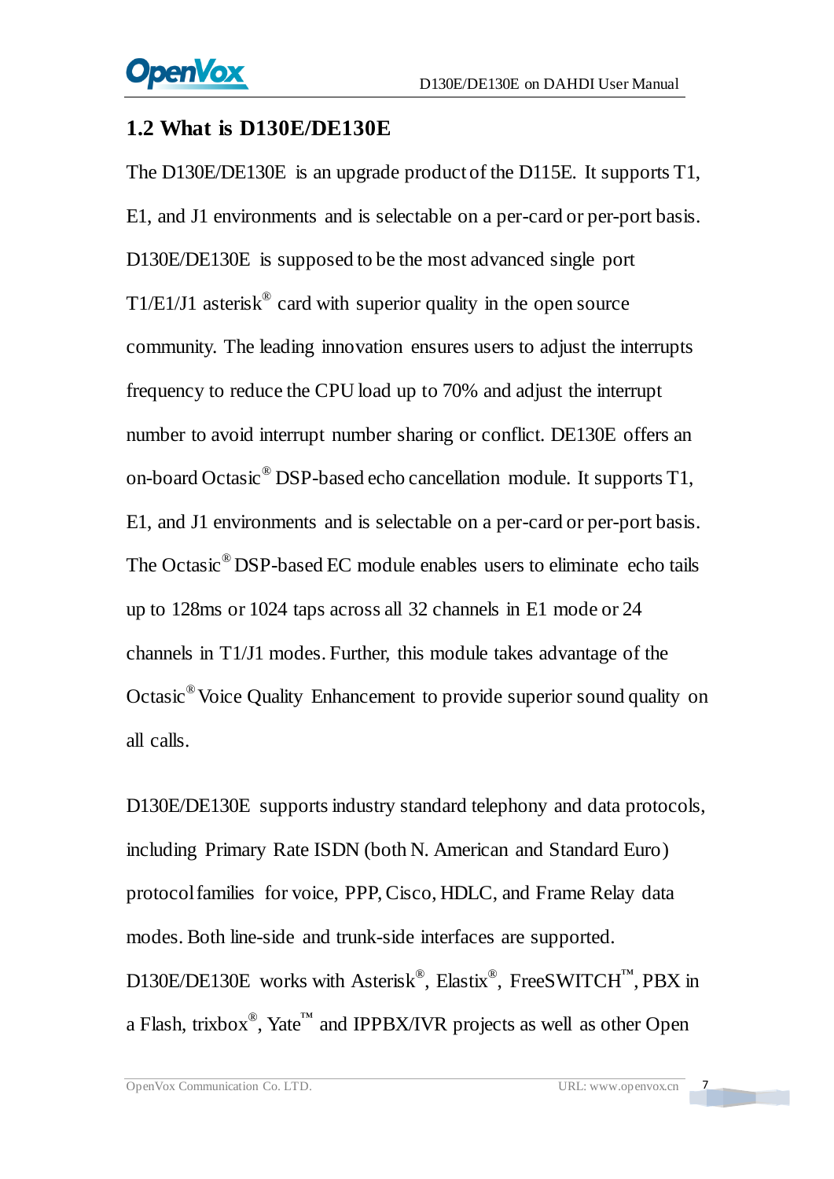## 1.2 What is D130E/DE130E

The D130E/DE130E is an upgrade product of the D115E. It supports T1, E1, and J1 environments and is selectable on a per-card or per-port basis. D130E/DE130E is supposed to be the most advanced single port T1/E1/J1 asterisk® card with superior quality in the open source community. The leading innovation ensures users to adjust the interrupts frequency to reduce the CPU load up to 70% and adjust the interrupt number to avoid interrupt number sharing or conflict. DE130E offers an on-board Octasic® DSP-based echo cancellation module. It supports T1, E1, and J1 environments and is selectable on a per-card or per-port basis. The Octasic® DSP-based EC module enables users to eliminate echo tails up to 128ms or 1024 taps across all 32 channels in E1 mode or 24 channels in T1/J1 modes. Further, this module takes advantage of the Octasic® Voice Quality Enhancement to provide superior sound quality on all calls.

D130E/DE130E supports industry standard telephony and data protocols, including Primary Rate ISDN (both N. American and Standard Euro) protocol families for voice, PPP, Cisco, HDLC, and Frame Relay data modes. Both line-side and trunk-side interfaces are supported. D130E/DE130E works with Asterisk®, Elastix®, FreeSWITCH™, PBX in a Flash, trixbox®, Yate™ and IPPBX/IVR projects as well as other Open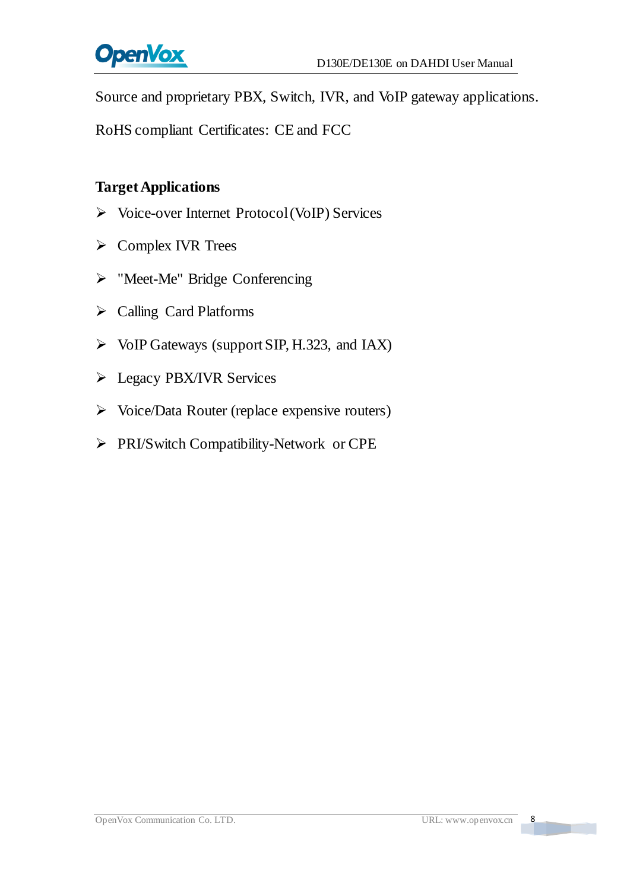Source and proprietary PBX, Switch, IVR, and VoIP gateway applications.

RoHS compliant Certificates: CE and FCC

**Target Applications**

- Voice-over Internet Protocol (VoIP) Services
- Complex IVR Trees
- "Meet-Me" Bridge Conferencing
- Calling Card Platforms
- VoIP Gateways (support SIP, H.323, and IAX)
- Legacy PBX/IVR Services
- Voice/Data Router (replace expensive routers)
- PRI/Switch Compatibility-Network or CPE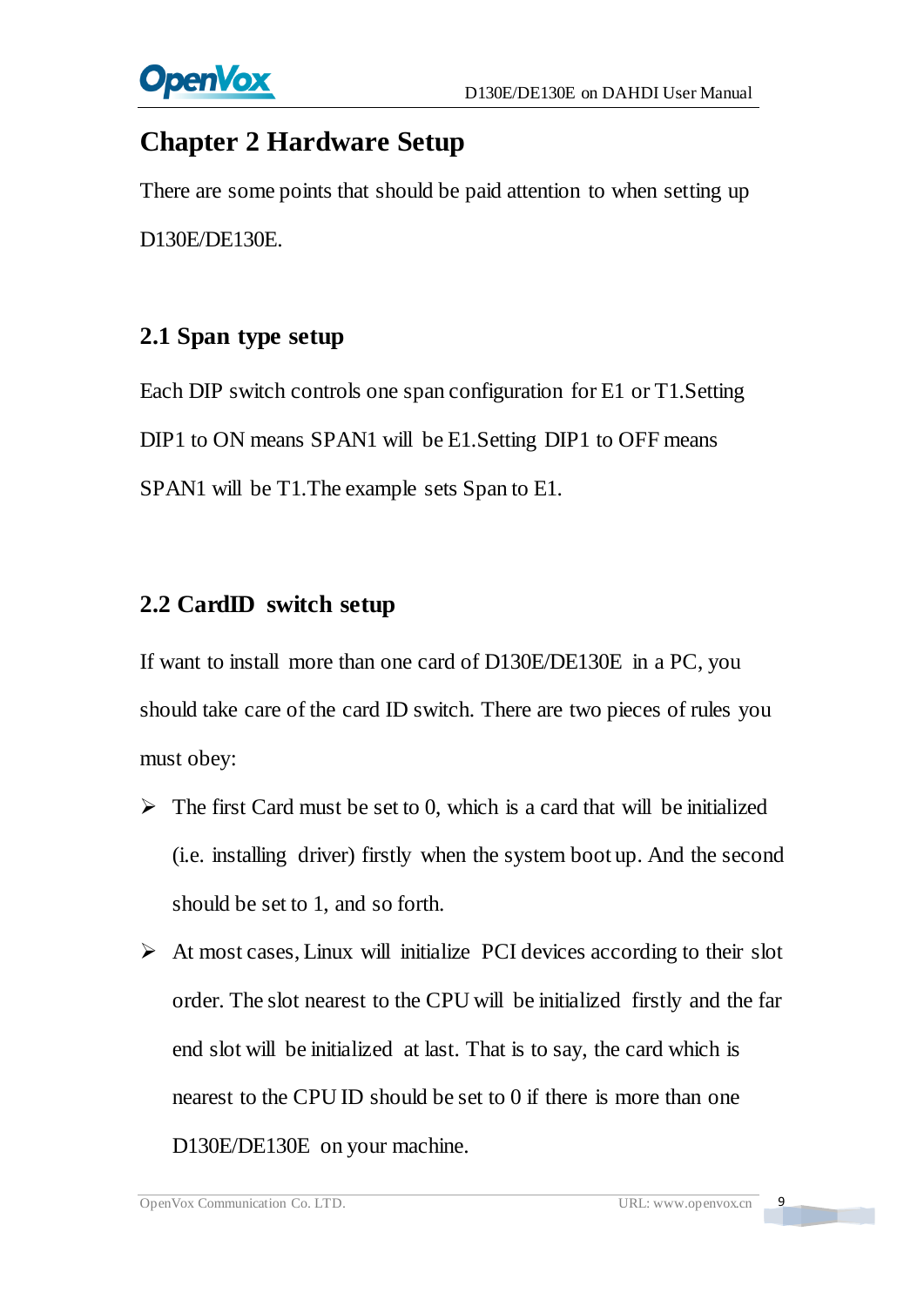# Chapter 2 Hardware Setup

There are some points that should be paid attention to when setting up D130E/DE130E.

## 2.1 Span type setup

Each DIP switch controls one span configuration for E1 or T1.Setting DIP1 to ON means SPAN1 will be E1.Setting DIP1 to OFF means SPAN1 will be T1.The example sets Span to E1.

## 2.2 CardID switch setup

If want to install more than one card of D130E/DE130E in a PC, you should take care of the card ID switch. There are two pieces of rules you must obey:

- The first Card must be set to 0, which is a card that will be initialized (i.e. installing driver) firstly when the system boot up. And the second should be set to 1, and so forth.
- At most cases, Linux will initialize PCI devices according to their slot order. The slot nearest to the CPU will be initialized firstly and the far end slot will be initialized at last. That is to say, the card which is nearest to the CPU ID should be set to 0 if there is more than one D130E/DE130E on your machine.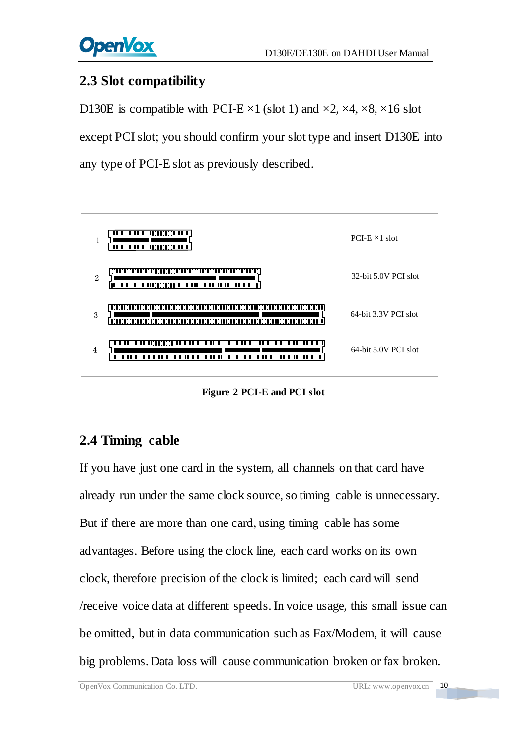## 2.3 Slot compatibility

D130E is compatible with PCI-E ×1 (slot 1) and ×2, ×4, ×8, ×16 slot except PCI slot; you should confirm your slot type and insert D130E into any type of PCI-E slot as previously described.

| | | |
|---|---|---|
| 1 | | PCI-E ×1 slot |
| 2 | | 32-bit 5.0V PCI slot |
| 3 | | 64-bit 3.3V PCI slot |
| 4 | | 64-bit 5.0V PCI slot |

**Figure 2 PCI-E and PCI slot**

## 2.4 Timing cable

If you have just one card in the system, all channels on that card have already run under the same clock source, so timing cable is unnecessary. But if there are more than one card, using timing cable has some advantages. Before using the clock line, each card works on its own clock, therefore precision of the clock is limited; each card will send /receive voice data at different speeds. In voice usage, this small issue can be omitted, but in data communication such as Fax/Modem, it will cause big problems. Data loss will cause communication broken or fax broken.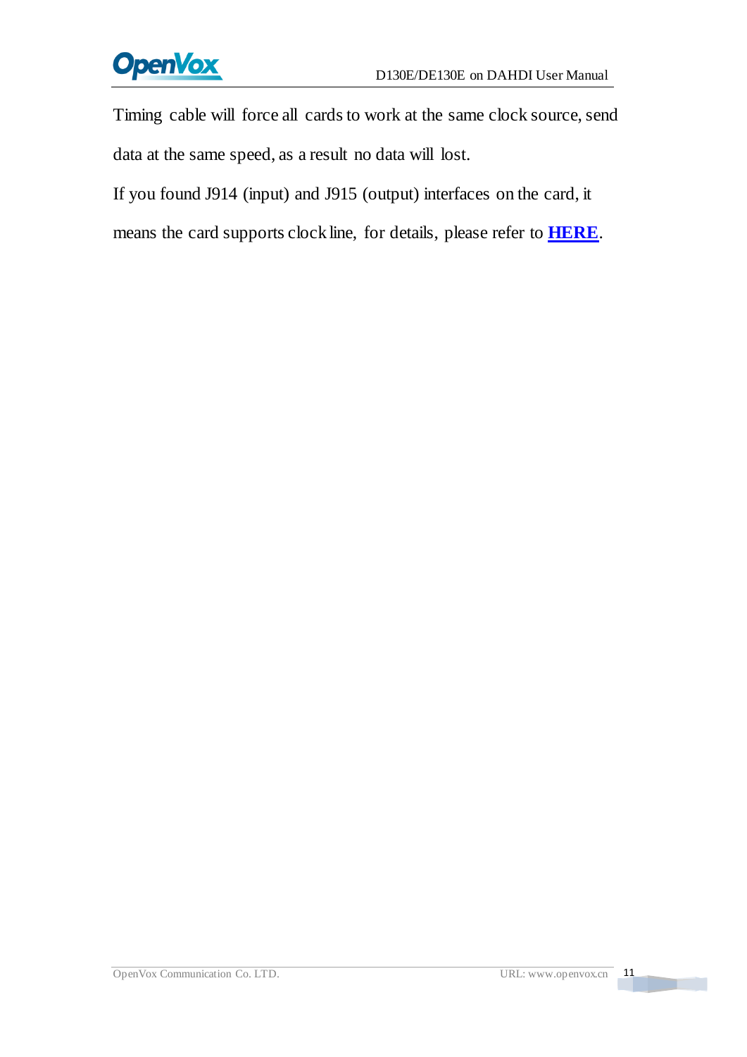Timing cable will force all cards to work at the same clock source, send data at the same speed, as a result no data will lost.

If you found J914 (input) and J915 (output) interfaces on the card, it means the card supports clock line, for details, please refer to **HERE**.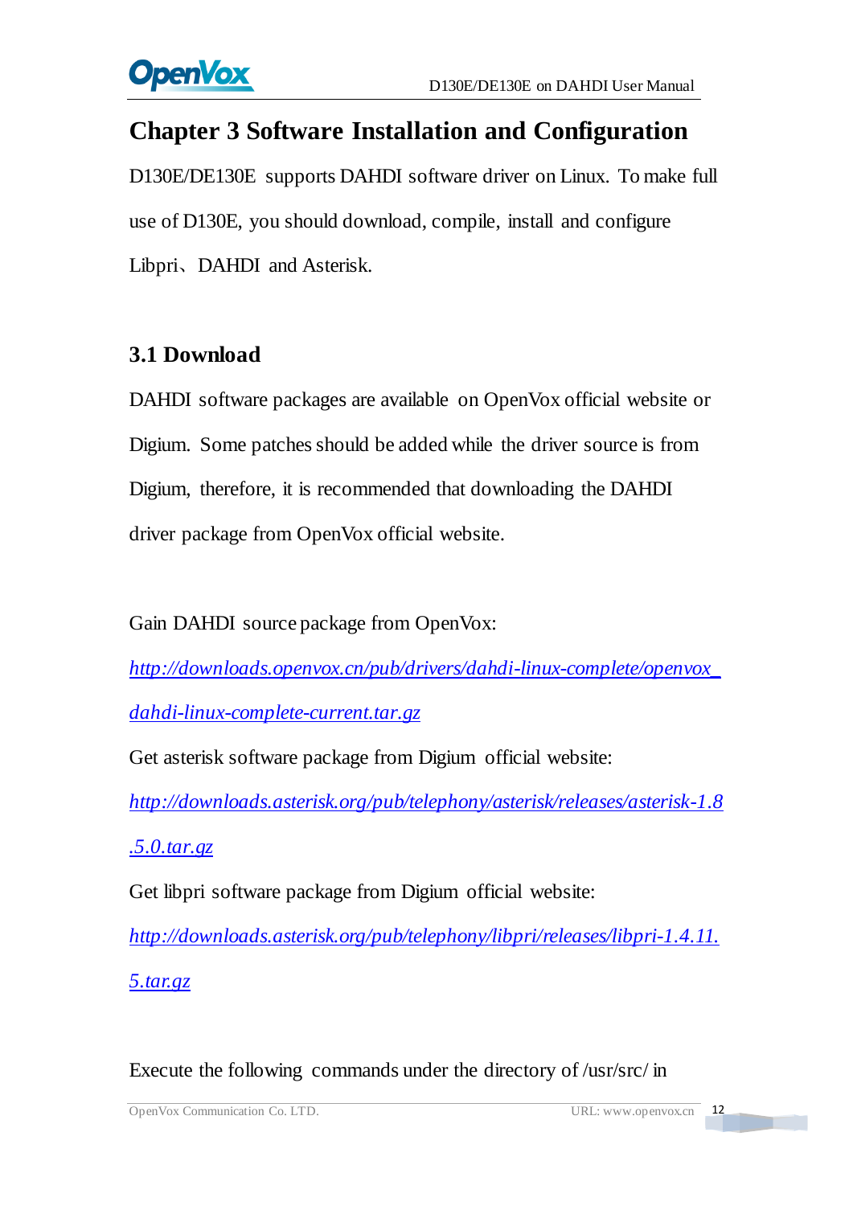# Chapter 3 Software Installation and Configuration

D130E/DE130E supports DAHDI software driver on Linux. To make full use of D130E, you should download, compile, install and configure Libpri、DAHDI and Asterisk.

## 3.1 Download

DAHDI software packages are available on OpenVox official website or Digium. Some patches should be added while the driver source is from Digium, therefore, it is recommended that downloading the DAHDI driver package from OpenVox official website.

Gain DAHDI source package from OpenVox:

*http://downloads.openvox.cn/pub/drivers/dahdi-linux-complete/openvox_dahdi-linux-complete-current.tar.gz*

Get asterisk software package from Digium official website:

*http://downloads.asterisk.org/pub/telephony/asterisk/releases/asterisk-1.8.5.0.tar.gz*

Get libpri software package from Digium official website:

*http://downloads.asterisk.org/pub/telephony/libpri/releases/libpri-1.4.11.5.tar.gz*

Execute the following commands under the directory of /usr/src/ in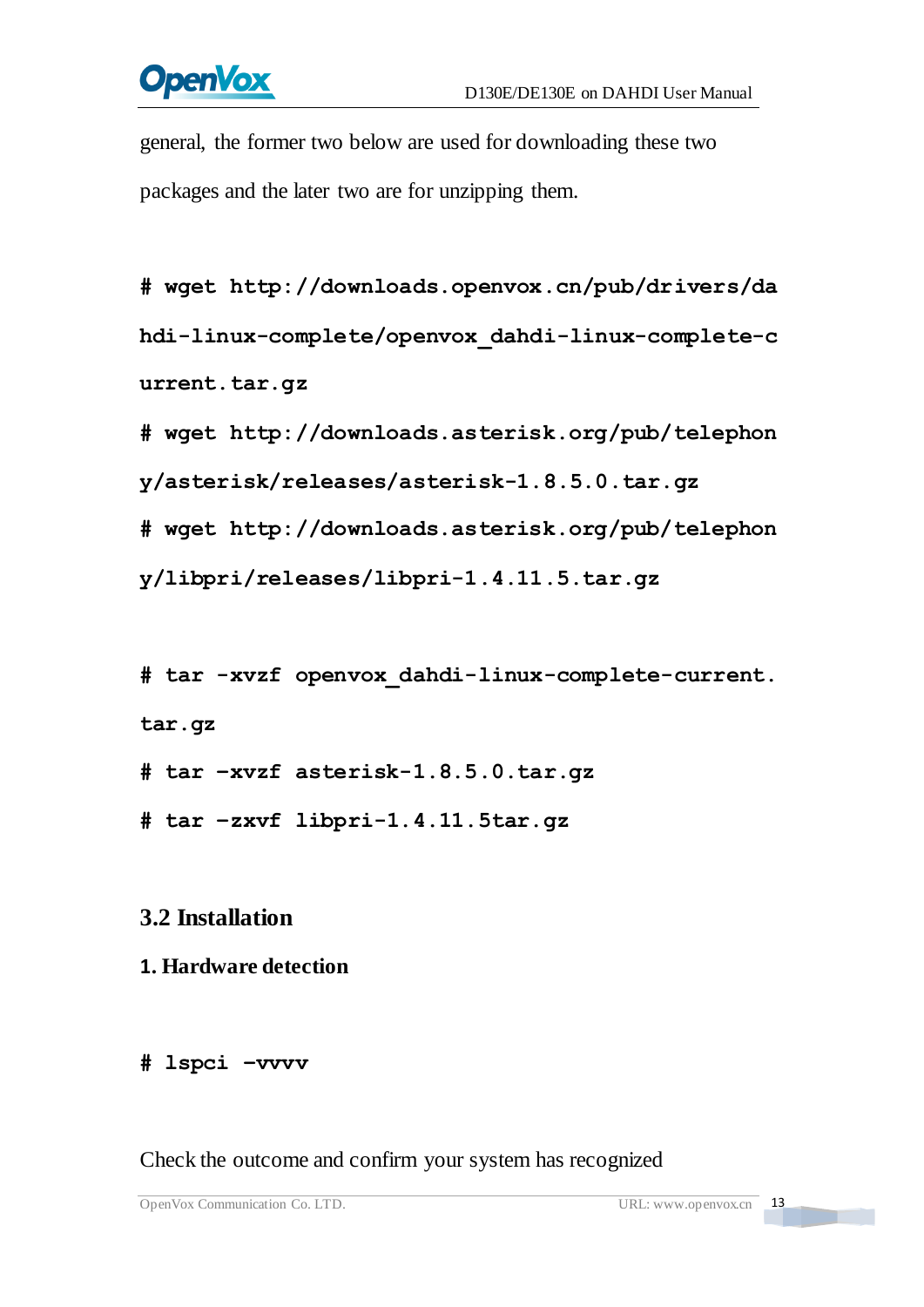general, the former two below are used for downloading these two packages and the later two are for unzipping them.

```
# wget http://downloads.openvox.cn/pub/drivers/dahdi-linux-complete/openvox_dahdi-linux-complete-current.tar.gz
# wget http://downloads.asterisk.org/pub/telephony/asterisk/releases/asterisk-1.8.5.0.tar.gz
# wget http://downloads.asterisk.org/pub/telephony/libpri/releases/libpri-1.4.11.5.tar.gz
```

```
# tar -xvzf openvox_dahdi-linux-complete-current.tar.gz
# tar –xvzf asterisk-1.8.5.0.tar.gz
# tar –zxvf libpri-1.4.11.5tar.gz
```

## 3.2 Installation

**1. Hardware detection**

```
# lspci –vvvv
```

Check the outcome and confirm your system has recognized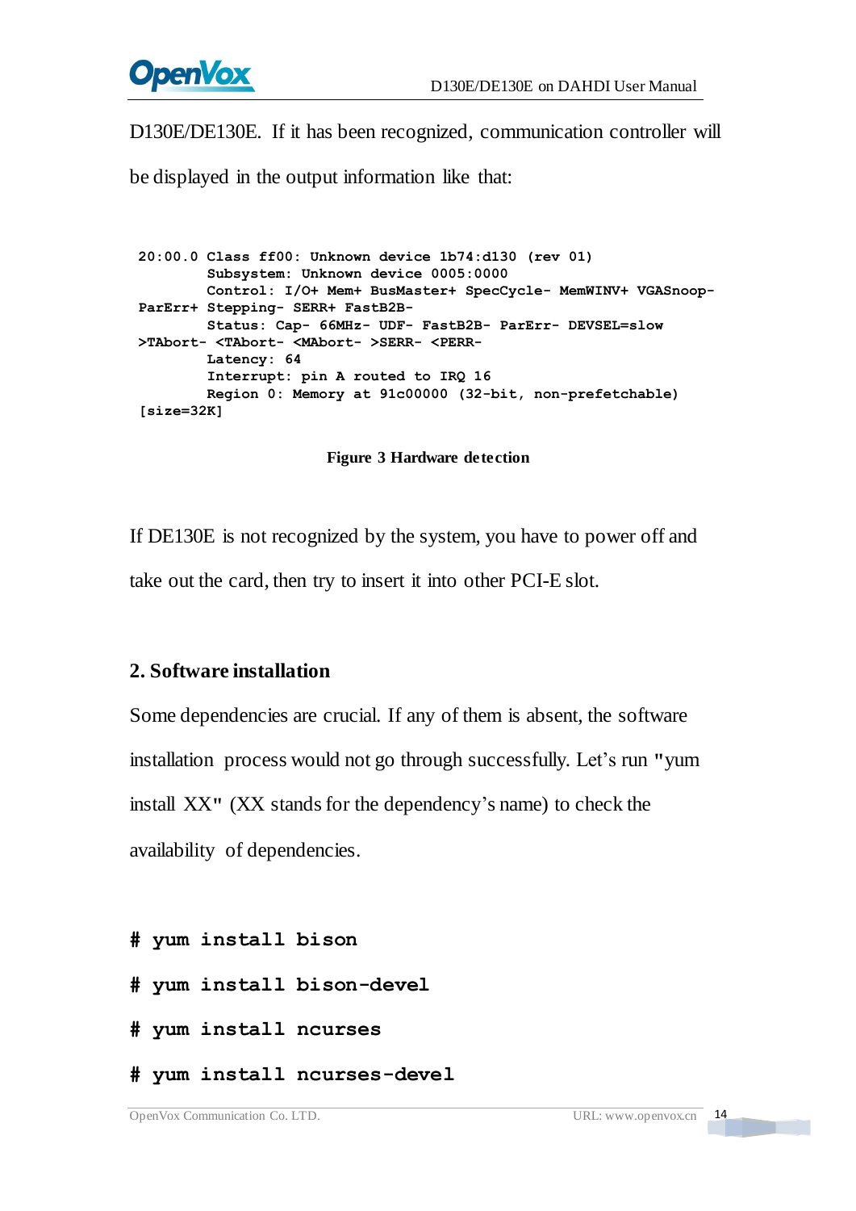D130E/DE130E. If it has been recognized, communication controller will be displayed in the output information like that:

```
 20:00.0 Class ff00: Unknown device 1b74:d130 (rev 01)
         Subsystem: Unknown device 0005:0000
         Control: I/O+ Mem+ BusMaster+ SpecCycle- MemWINV+ VGASnoop-
 ParErr+ Stepping- SERR+ FastB2B-
         Status: Cap- 66MHz- UDF- FastB2B- ParErr- DEVSEL=slow
 >TAbort- <TAbort- <MAbort- >SERR- <PERR-
         Latency: 64
         Interrupt: pin A routed to IRQ 16
         Region 0: Memory at 91c00000 (32-bit, non-prefetchable)
 [size=32K]
```

**Figure 3 Hardware detection**

If DE130E is not recognized by the system, you have to power off and take out the card, then try to insert it into other PCI-E slot.

## 2. Software installation

Some dependencies are crucial. If any of them is absent, the software installation process would not go through successfully. Let's run "yum install XX" (XX stands for the dependency's name) to check the availability of dependencies.

```
# yum install bison
# yum install bison-devel
# yum install ncurses
# yum install ncurses-devel
```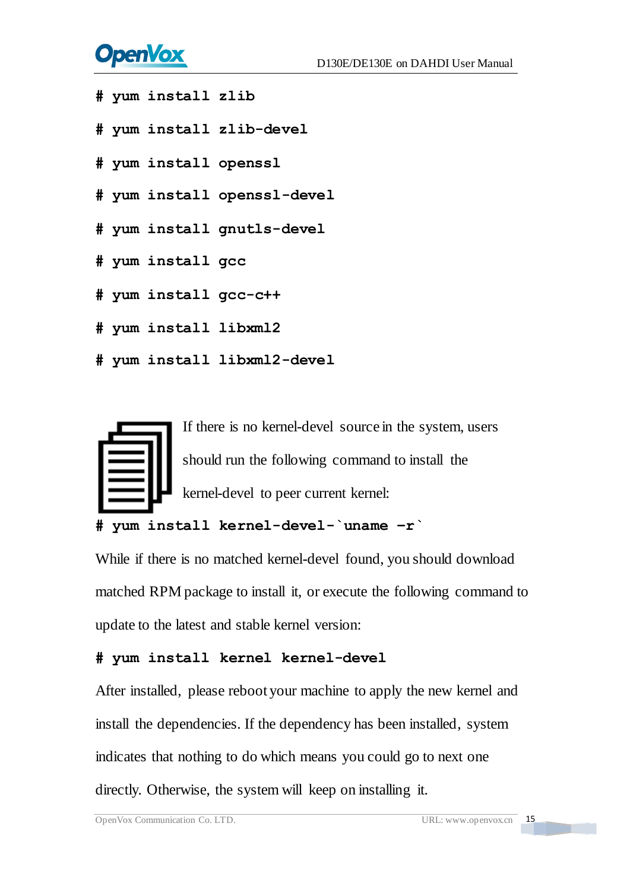```
# yum install zlib
# yum install zlib-devel
# yum install openssl
# yum install openssl-devel
# yum install gnutls-devel
# yum install gcc
# yum install gcc-c++
# yum install libxml2
# yum install libxml2-devel
```

If there is no kernel-devel source in the system, users should run the following command to install the kernel-devel to peer current kernel:

```
# yum install kernel-devel-`uname -r`
```

While if there is no matched kernel-devel found, you should download matched RPM package to install it, or execute the following command to update to the latest and stable kernel version:

```
# yum install kernel kernel-devel
```

After installed, please reboot your machine to apply the new kernel and install the dependencies. If the dependency has been installed, system indicates that nothing to do which means you could go to next one directly. Otherwise, the system will keep on installing it.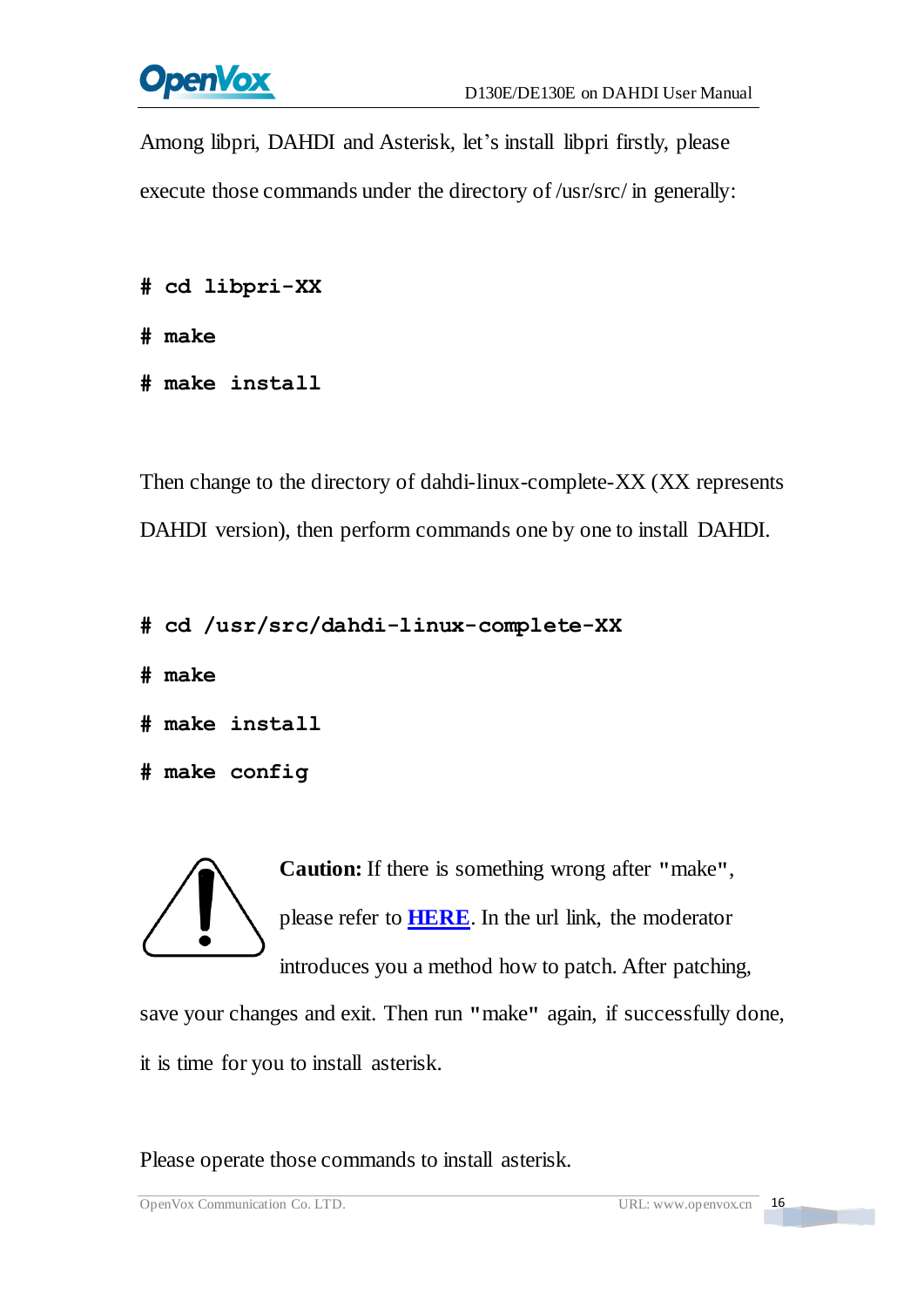Among libpri, DAHDI and Asterisk, let's install libpri firstly, please execute those commands under the directory of /usr/src/ in generally:

```
# cd libpri-XX
# make
# make install
```

Then change to the directory of dahdi-linux-complete-XX (XX represents DAHDI version), then perform commands one by one to install DAHDI.

```
# cd /usr/src/dahdi-linux-complete-XX
# make
# make install
# make config
```

**Caution:** If there is something wrong after "make", please refer to **HERE**. In the url link, the moderator introduces you a method how to patch. After patching, save your changes and exit. Then run "make" again, if successfully done, it is time for you to install asterisk.

Please operate those commands to install asterisk.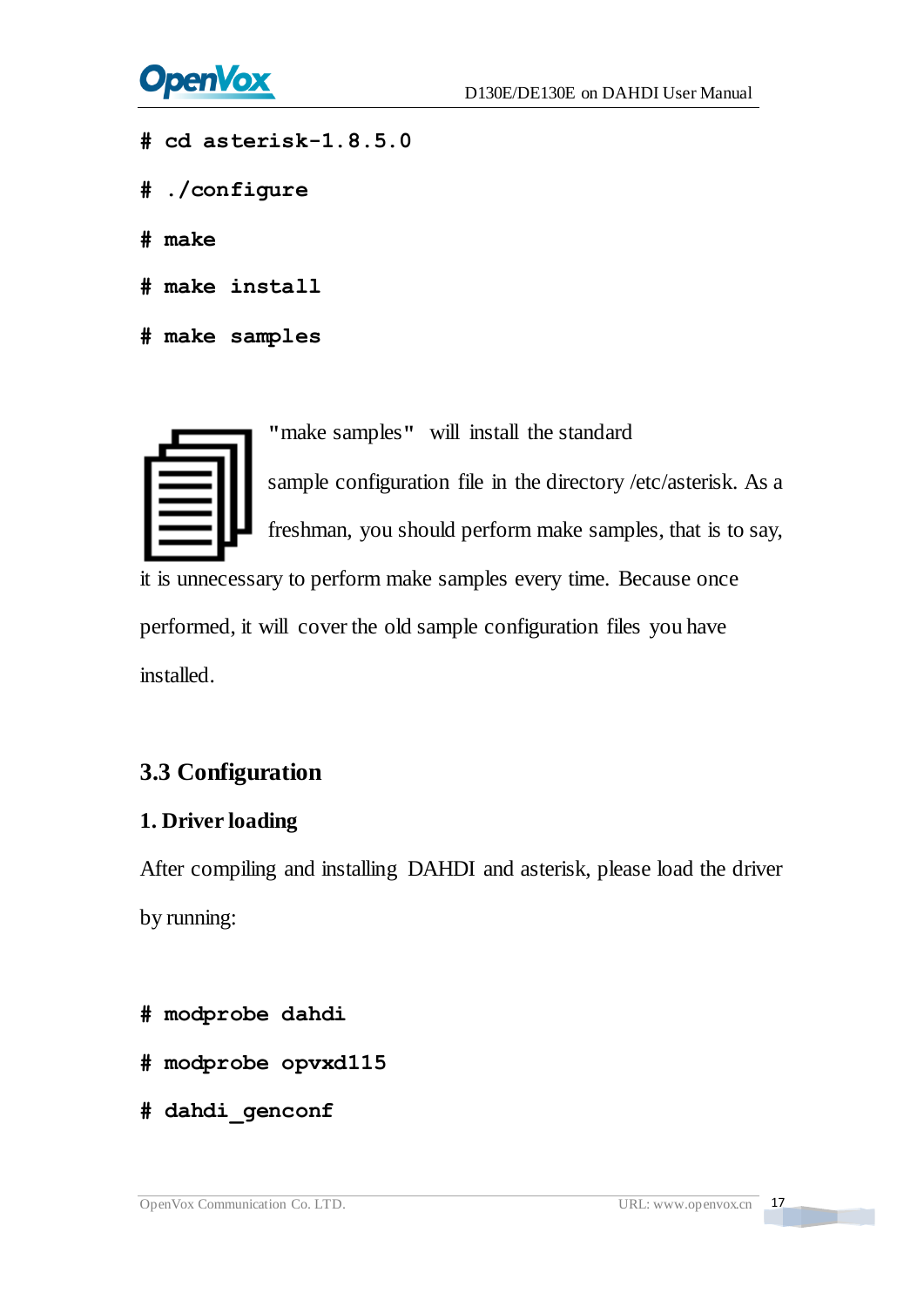```
# cd asterisk-1.8.5.0
# ./configure
# make
# make install
# make samples
```

"make samples" will install the standard sample configuration file in the directory /etc/asterisk. As a freshman, you should perform make samples, that is to say, it is unnecessary to perform make samples every time. Because once performed, it will cover the old sample configuration files you have installed.

## 3.3 Configuration

### 1. Driver loading

After compiling and installing DAHDI and asterisk, please load the driver by running:

```
# modprobe dahdi
# modprobe opvxd115
# dahdi_genconf
```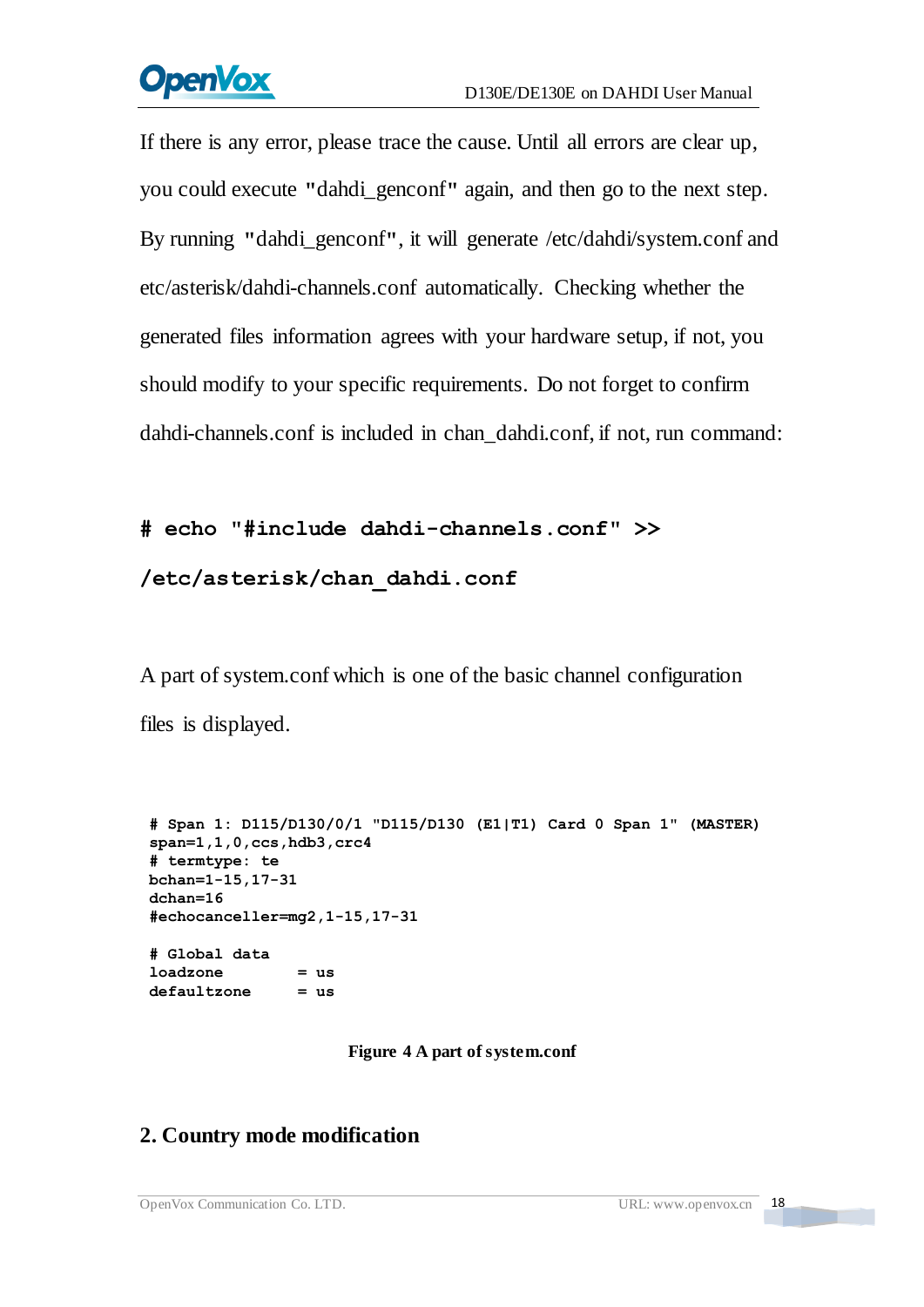If there is any error, please trace the cause. Until all errors are clear up, you could execute "dahdi_genconf" again, and then go to the next step. By running "dahdi_genconf", it will generate /etc/dahdi/system.conf and etc/asterisk/dahdi-channels.conf automatically. Checking whether the generated files information agrees with your hardware setup, if not, you should modify to your specific requirements. Do not forget to confirm dahdi-channels.conf is included in chan_dahdi.conf, if not, run command:

```
# echo "#include dahdi-channels.conf" >>
/etc/asterisk/chan_dahdi.conf
```

A part of system.conf which is one of the basic channel configuration files is displayed.

```
# Span 1: D115/D130/0/1 "D115/D130 (E1|T1) Card 0 Span 1" (MASTER)
span=1,1,0,ccs,hdb3,crc4
# termtype: te
bchan=1-15,17-31
dchan=16
#echocanceller=mg2,1-15,17-31

# Global data
loadzone        = us
defaultzone     = us
```

**Figure 4 A part of system.conf**

## 2. Country mode modification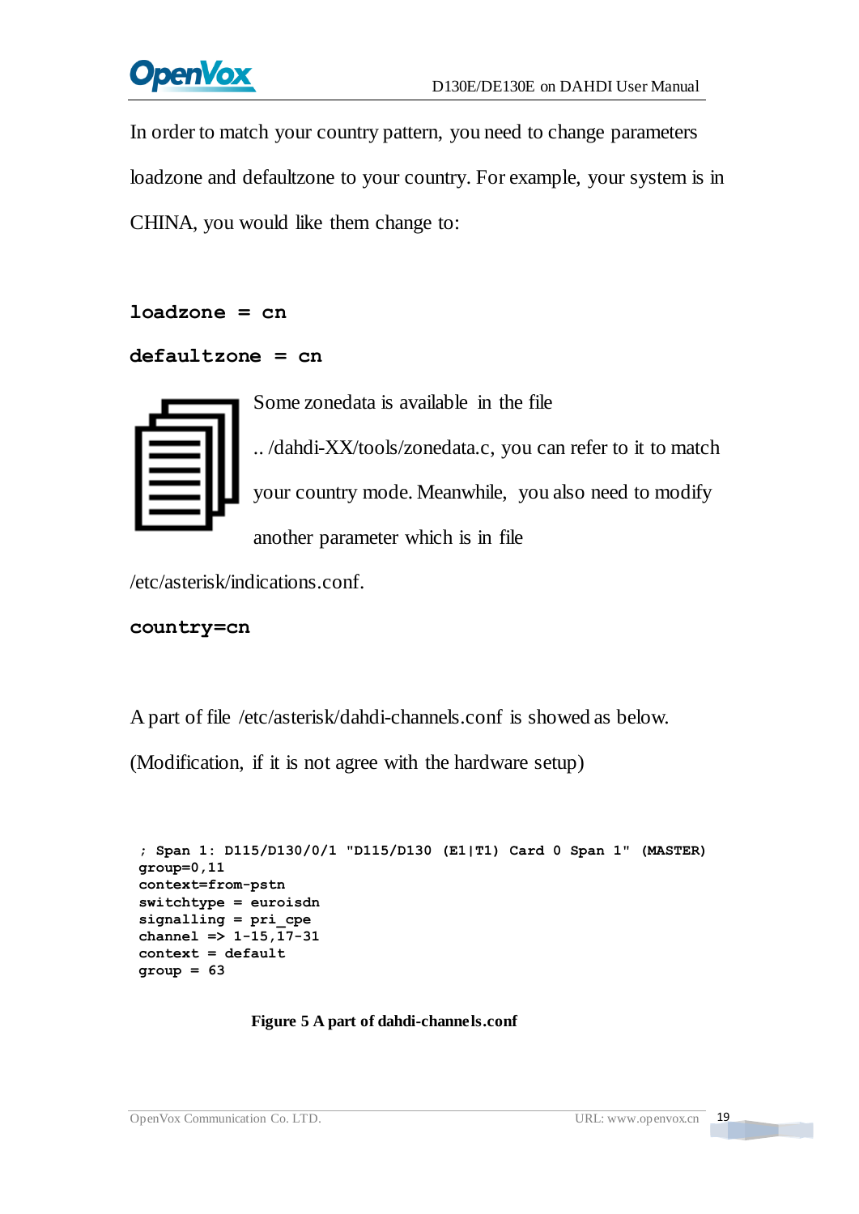In order to match your country pattern, you need to change parameters loadzone and defaultzone to your country. For example, your system is in CHINA, you would like them change to:

```
loadzone = cn
defaultzone = cn
```

Some zonedata is available in the file .. /dahdi-XX/tools/zonedata.c, you can refer to it to match your country mode. Meanwhile, you also need to modify another parameter which is in file /etc/asterisk/indications.conf.

```
country=cn
```

A part of file /etc/asterisk/dahdi-channels.conf is showed as below. (Modification, if it is not agree with the hardware setup)

```
; Span 1: D115/D130/0/1 "D115/D130 (E1|T1) Card 0 Span 1" (MASTER)
group=0,11
context=from-pstn
switchtype = euroisdn
signalling = pri_cpe
channel => 1-15,17-31
context = default
group = 63
```

**Figure 5 A part of dahdi-channels.conf**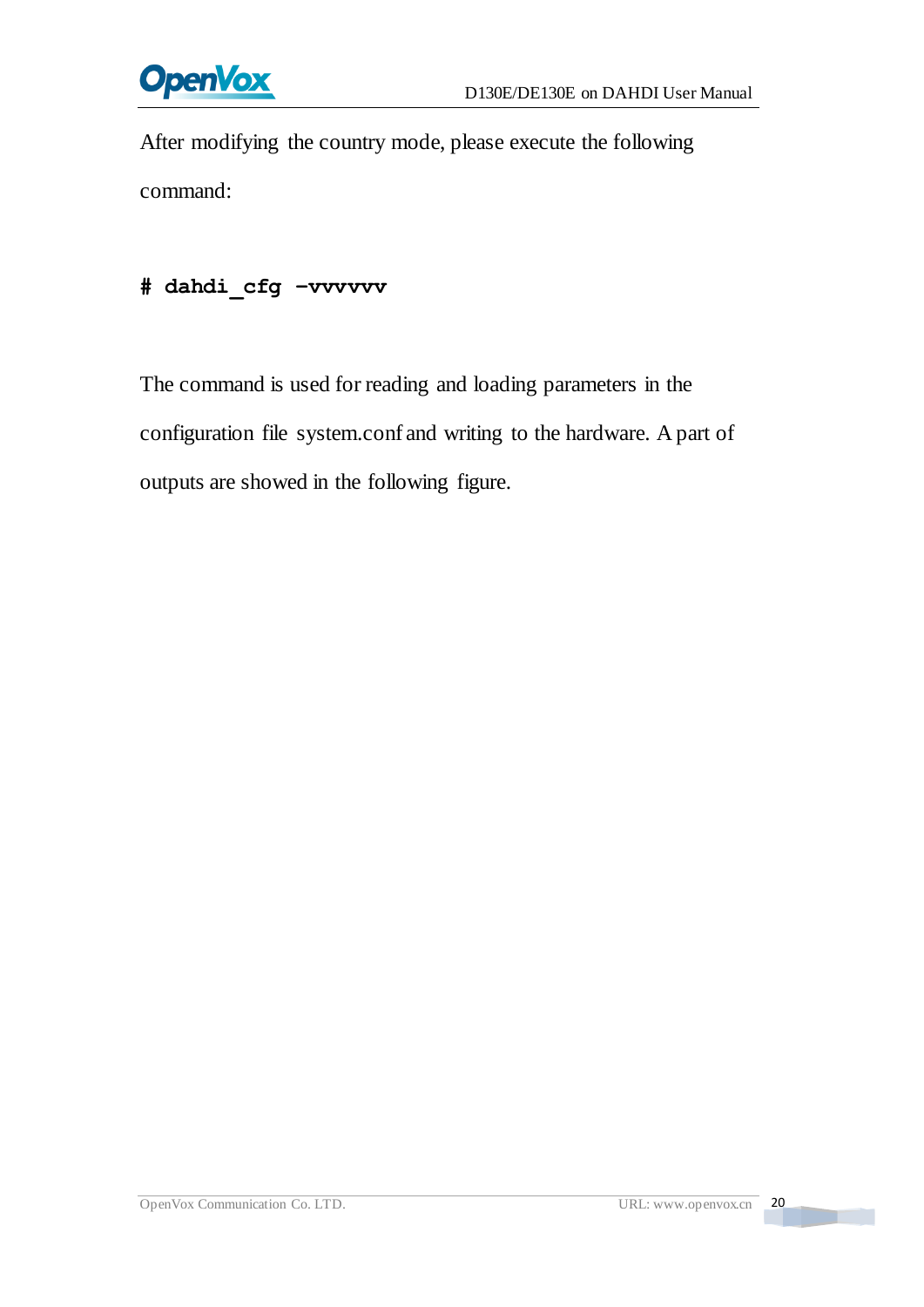After modifying the country mode, please execute the following command:

```
# dahdi_cfg -vvvvvv
```

The command is used for reading and loading parameters in the configuration file system.conf and writing to the hardware. A part of outputs are showed in the following figure.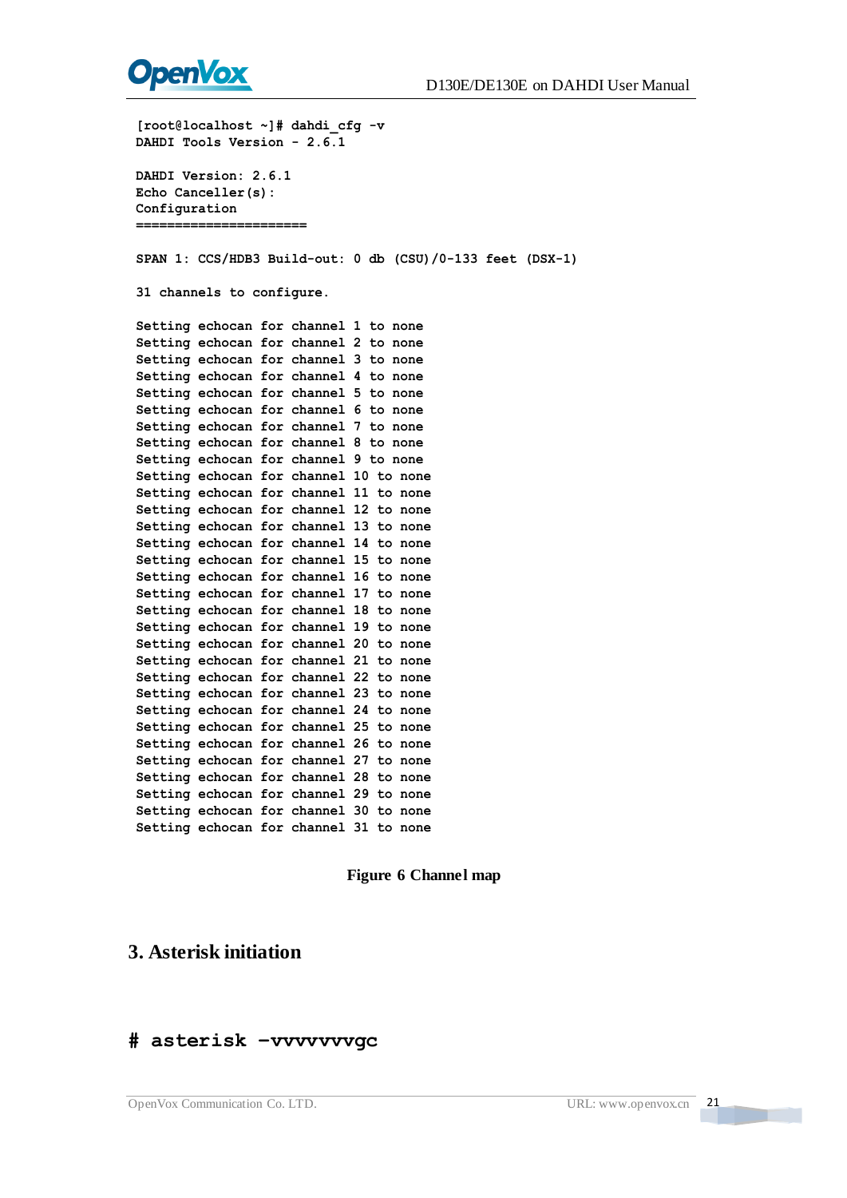```
[root@localhost ~]# dahdi_cfg -v
DAHDI Tools Version - 2.6.1

DAHDI Version: 2.6.1
Echo Canceller(s):
Configuration
======================

SPAN 1: CCS/HDB3 Build-out: 0 db (CSU)/0-133 feet (DSX-1)

31 channels to configure.

Setting echocan for channel 1 to none
Setting echocan for channel 2 to none
Setting echocan for channel 3 to none
Setting echocan for channel 4 to none
Setting echocan for channel 5 to none
Setting echocan for channel 6 to none
Setting echocan for channel 7 to none
Setting echocan for channel 8 to none
Setting echocan for channel 9 to none
Setting echocan for channel 10 to none
Setting echocan for channel 11 to none
Setting echocan for channel 12 to none
Setting echocan for channel 13 to none
Setting echocan for channel 14 to none
Setting echocan for channel 15 to none
Setting echocan for channel 16 to none
Setting echocan for channel 17 to none
Setting echocan for channel 18 to none
Setting echocan for channel 19 to none
Setting echocan for channel 20 to none
Setting echocan for channel 21 to none
Setting echocan for channel 22 to none
Setting echocan for channel 23 to none
Setting echocan for channel 24 to none
Setting echocan for channel 25 to none
Setting echocan for channel 26 to none
Setting echocan for channel 27 to none
Setting echocan for channel 28 to none
Setting echocan for channel 29 to none
Setting echocan for channel 30 to none
Setting echocan for channel 31 to none
```

**Figure 6 Channel map**

## 3. Asterisk initiation

```
# asterisk –vvvvvvvgc
```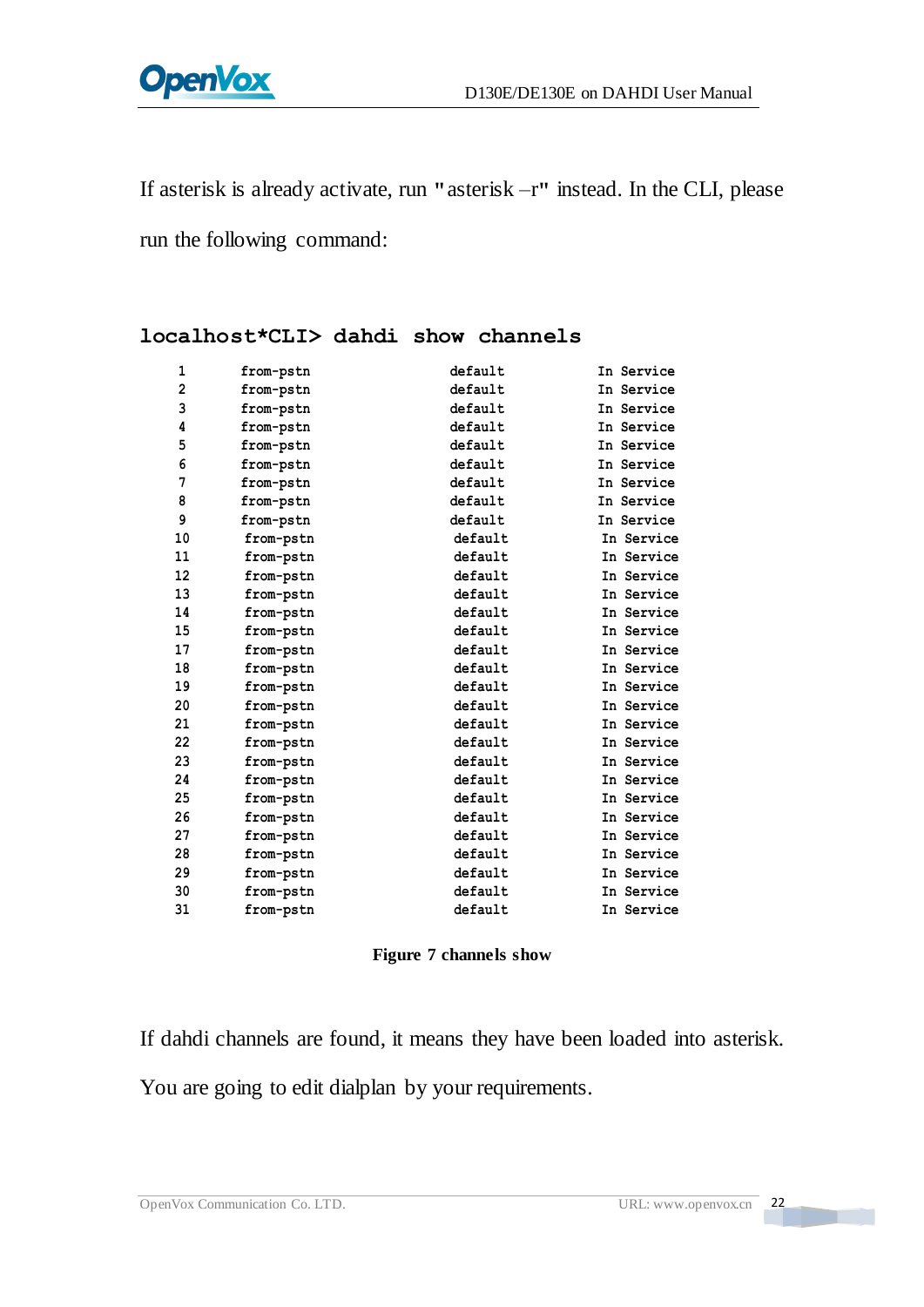If asterisk is already activate, run "asterisk –r" instead. In the CLI, please run the following command:

**localhost*CLI> dahdi show channels**

```
1     from-pstn     default     In Service
2     from-pstn     default     In Service
3     from-pstn     default     In Service
4     from-pstn     default     In Service
5     from-pstn     default     In Service
6     from-pstn     default     In Service
7     from-pstn     default     In Service
8     from-pstn     default     In Service
9     from-pstn     default     In Service
10    from-pstn     default     In Service
11    from-pstn     default     In Service
12    from-pstn     default     In Service
13    from-pstn     default     In Service
14    from-pstn     default     In Service
15    from-pstn     default     In Service
17    from-pstn     default     In Service
18    from-pstn     default     In Service
19    from-pstn     default     In Service
20    from-pstn     default     In Service
21    from-pstn     default     In Service
22    from-pstn     default     In Service
23    from-pstn     default     In Service
24    from-pstn     default     In Service
25    from-pstn     default     In Service
26    from-pstn     default     In Service
27    from-pstn     default     In Service
28    from-pstn     default     In Service
29    from-pstn     default     In Service
30    from-pstn     default     In Service
31    from-pstn     default     In Service
```

**Figure 7 channels show**

If dahdi channels are found, it means they have been loaded into asterisk. You are going to edit dialplan by your requirements.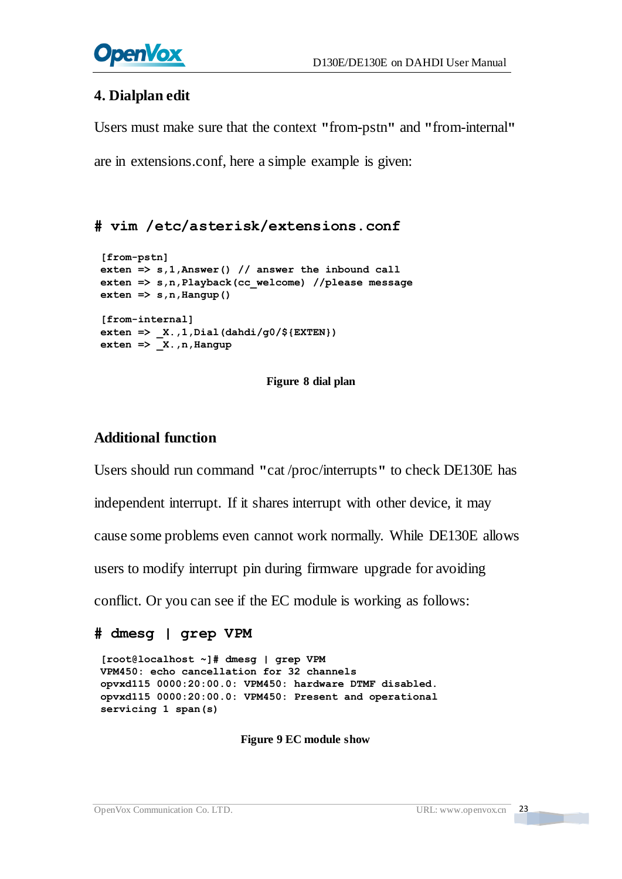## 4. Dialplan edit

Users must make sure that the context "from-pstn" and "from-internal" are in extensions.conf, here a simple example is given:

# vim /etc/asterisk/extensions.conf

```
[from-pstn]
exten => s,1,Answer() // answer the inbound call
exten => s,n,Playback(cc_welcome) //please message
exten => s,n,Hangup()

[from-internal]
exten => _X.,1,Dial(dahdi/g0/${EXTEN})
exten => _X.,n,Hangup
```

**Figure 8 dial plan**

## Additional function

Users should run command "cat /proc/interrupts" to check DE130E has independent interrupt. If it shares interrupt with other device, it may cause some problems even cannot work normally. While DE130E allows users to modify interrupt pin during firmware upgrade for avoiding conflict. Or you can see if the EC module is working as follows:

# dmesg | grep VPM

```
[root@localhost ~]# dmesg | grep VPM
VPM450: echo cancellation for 32 channels
opvxd115 0000:20:00.0: VPM450: hardware DTMF disabled.
opvxd115 0000:20:00.0: VPM450: Present and operational
servicing 1 span(s)
```

**Figure 9 EC module show**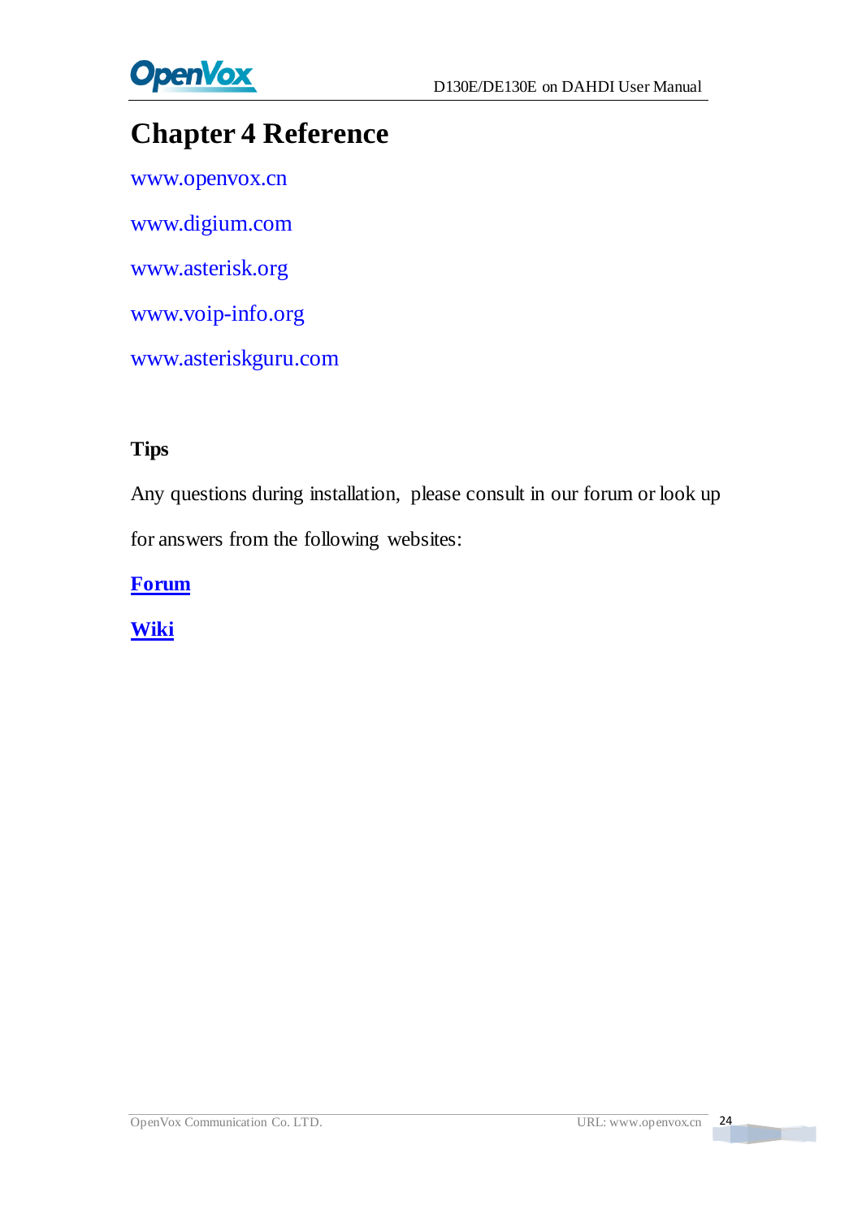# Chapter 4 Reference

www.openvox.cn

www.digium.com

www.asterisk.org

www.voip-info.org

www.asteriskguru.com

**Tips**

Any questions during installation, please consult in our forum or look up for answers from the following websites:

**Forum**

**Wiki**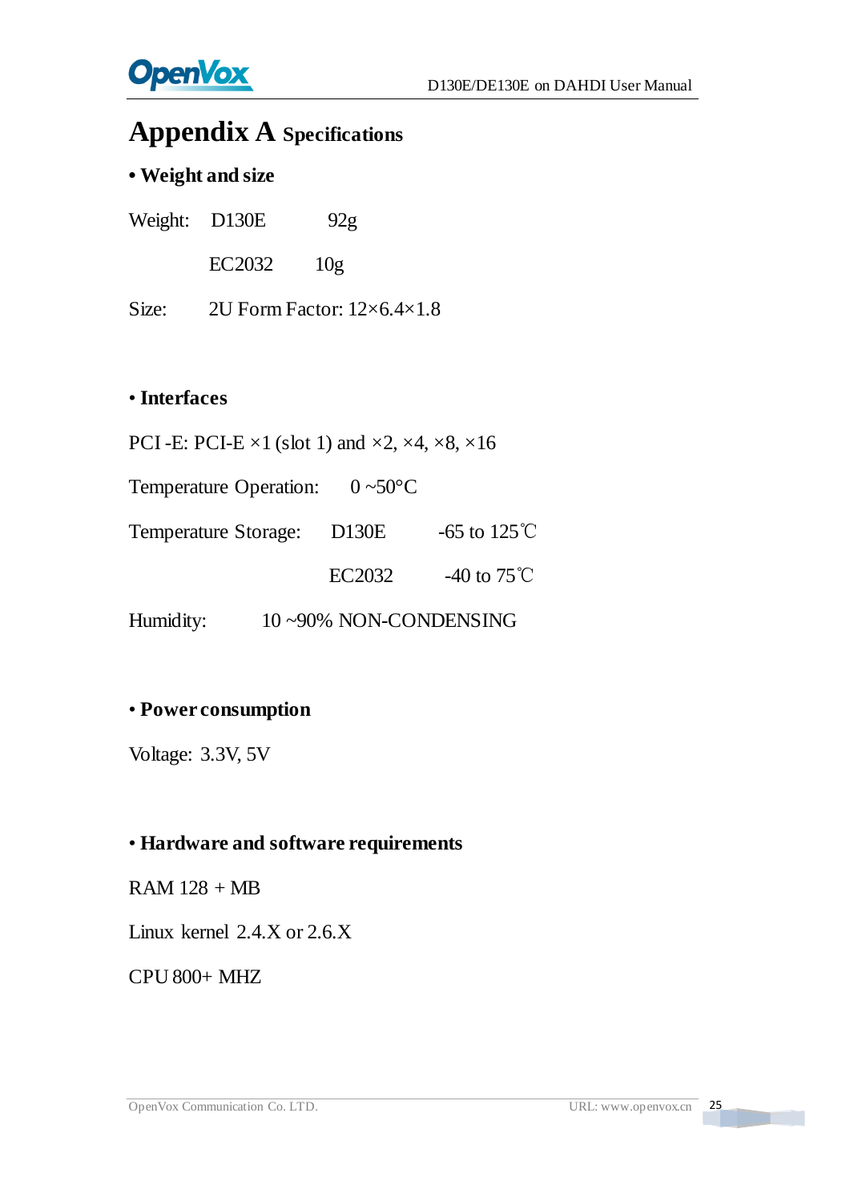# Appendix A Specifications

**• Weight and size**

Weight: D130E 92g

EC2032 10g

Size: 2U Form Factor: 12×6.4×1.8

**• Interfaces**

PCI -E: PCI-E ×1 (slot 1) and ×2, ×4, ×8, ×16

Temperature Operation: 0 ~50°C

Temperature Storage: D130E -65 to 125℃

EC2032 -40 to 75℃

Humidity: 10 ~90% NON-CONDENSING

**• Power consumption**

Voltage: 3.3V, 5V

**• Hardware and software requirements**

RAM 128 + MB

Linux kernel 2.4.X or 2.6.X

CPU 800+ MHZ